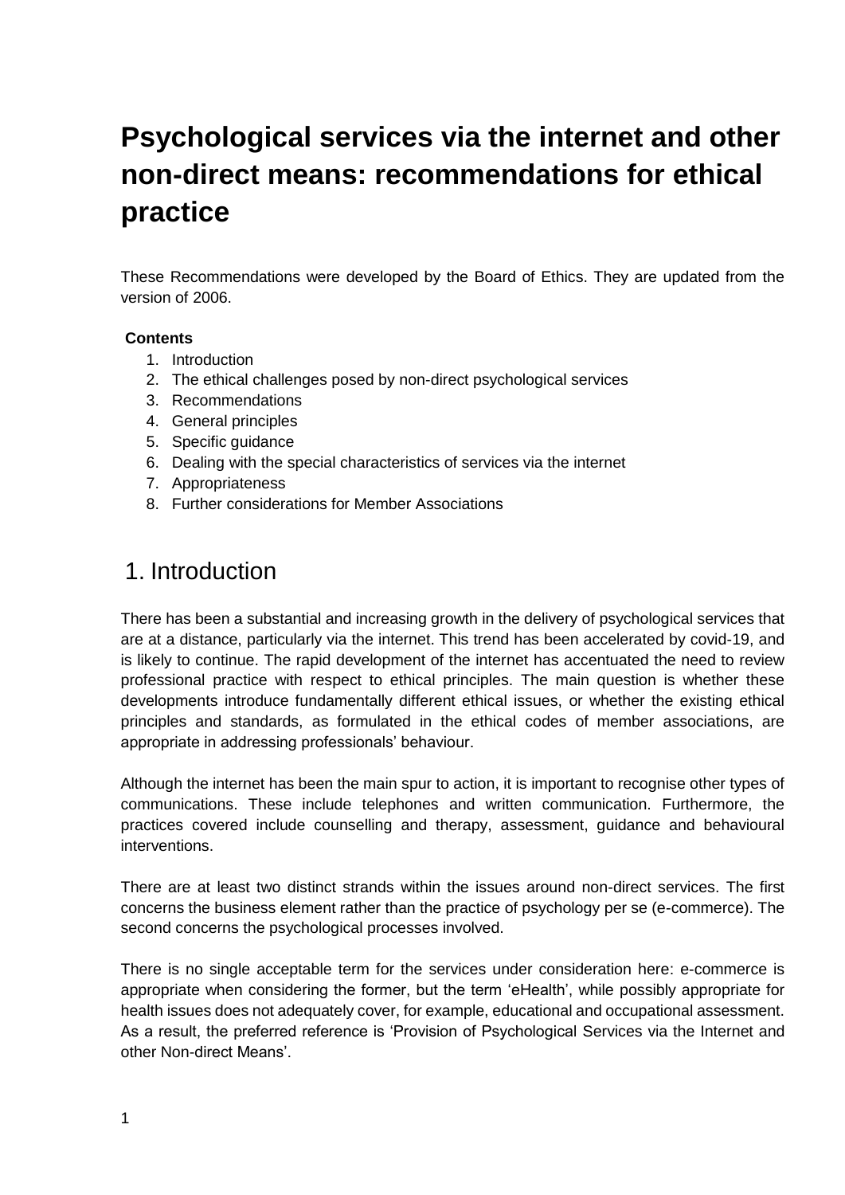# Psychological services via the internet and other non-direct means: recommendations for ethical practice

These Recommendations were developed by the Board of Ethics. They are updated from the version of 2006.

**Contents**

1. Introduction
2. The ethical challenges posed by non-direct psychological services
3. Recommendations
4. General principles
5. Specific guidance
6. Dealing with the special characteristics of services via the internet
7. Appropriateness
8. Further considerations for Member Associations

## 1. Introduction

There has been a substantial and increasing growth in the delivery of psychological services that are at a distance, particularly via the internet. This trend has been accelerated by covid-19, and is likely to continue. The rapid development of the internet has accentuated the need to review professional practice with respect to ethical principles. The main question is whether these developments introduce fundamentally different ethical issues, or whether the existing ethical principles and standards, as formulated in the ethical codes of member associations, are appropriate in addressing professionals' behaviour.

Although the internet has been the main spur to action, it is important to recognise other types of communications. These include telephones and written communication. Furthermore, the practices covered include counselling and therapy, assessment, guidance and behavioural interventions.

There are at least two distinct strands within the issues around non-direct services. The first concerns the business element rather than the practice of psychology per se (e-commerce). The second concerns the psychological processes involved.

There is no single acceptable term for the services under consideration here: e-commerce is appropriate when considering the former, but the term 'eHealth', while possibly appropriate for health issues does not adequately cover, for example, educational and occupational assessment. As a result, the preferred reference is 'Provision of Psychological Services via the Internet and other Non-direct Means'.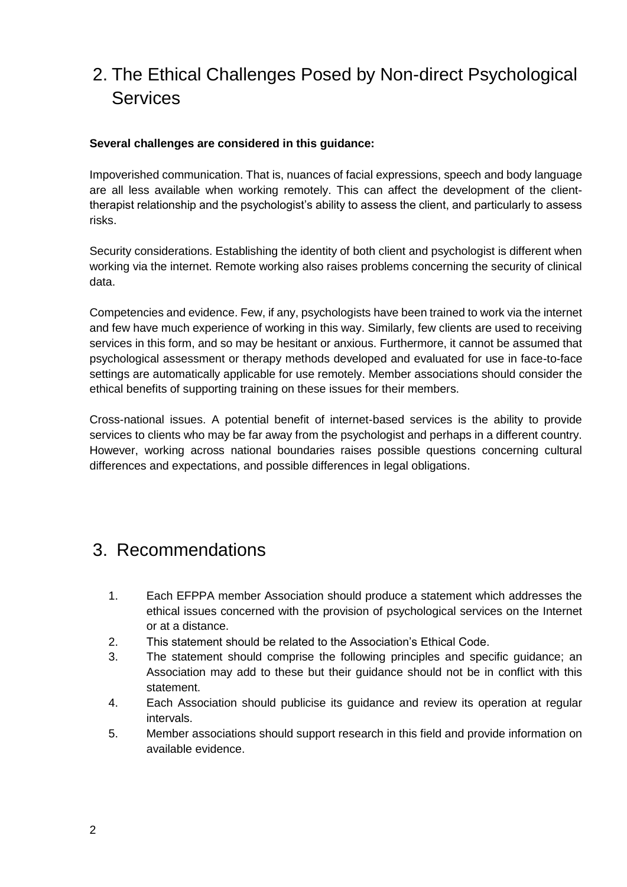## 2. The Ethical Challenges Posed by Non-direct Psychological Services

**Several challenges are considered in this guidance:**

Impoverished communication. That is, nuances of facial expressions, speech and body language are all less available when working remotely. This can affect the development of the client-therapist relationship and the psychologist's ability to assess the client, and particularly to assess risks.

Security considerations. Establishing the identity of both client and psychologist is different when working via the internet. Remote working also raises problems concerning the security of clinical data.

Competencies and evidence. Few, if any, psychologists have been trained to work via the internet and few have much experience of working in this way. Similarly, few clients are used to receiving services in this form, and so may be hesitant or anxious. Furthermore, it cannot be assumed that psychological assessment or therapy methods developed and evaluated for use in face-to-face settings are automatically applicable for use remotely. Member associations should consider the ethical benefits of supporting training on these issues for their members.

Cross-national issues. A potential benefit of internet-based services is the ability to provide services to clients who may be far away from the psychologist and perhaps in a different country. However, working across national boundaries raises possible questions concerning cultural differences and expectations, and possible differences in legal obligations.

## 3. Recommendations

1. Each EFPPA member Association should produce a statement which addresses the ethical issues concerned with the provision of psychological services on the Internet or at a distance.
2. This statement should be related to the Association's Ethical Code.
3. The statement should comprise the following principles and specific guidance; an Association may add to these but their guidance should not be in conflict with this statement.
4. Each Association should publicise its guidance and review its operation at regular intervals.
5. Member associations should support research in this field and provide information on available evidence.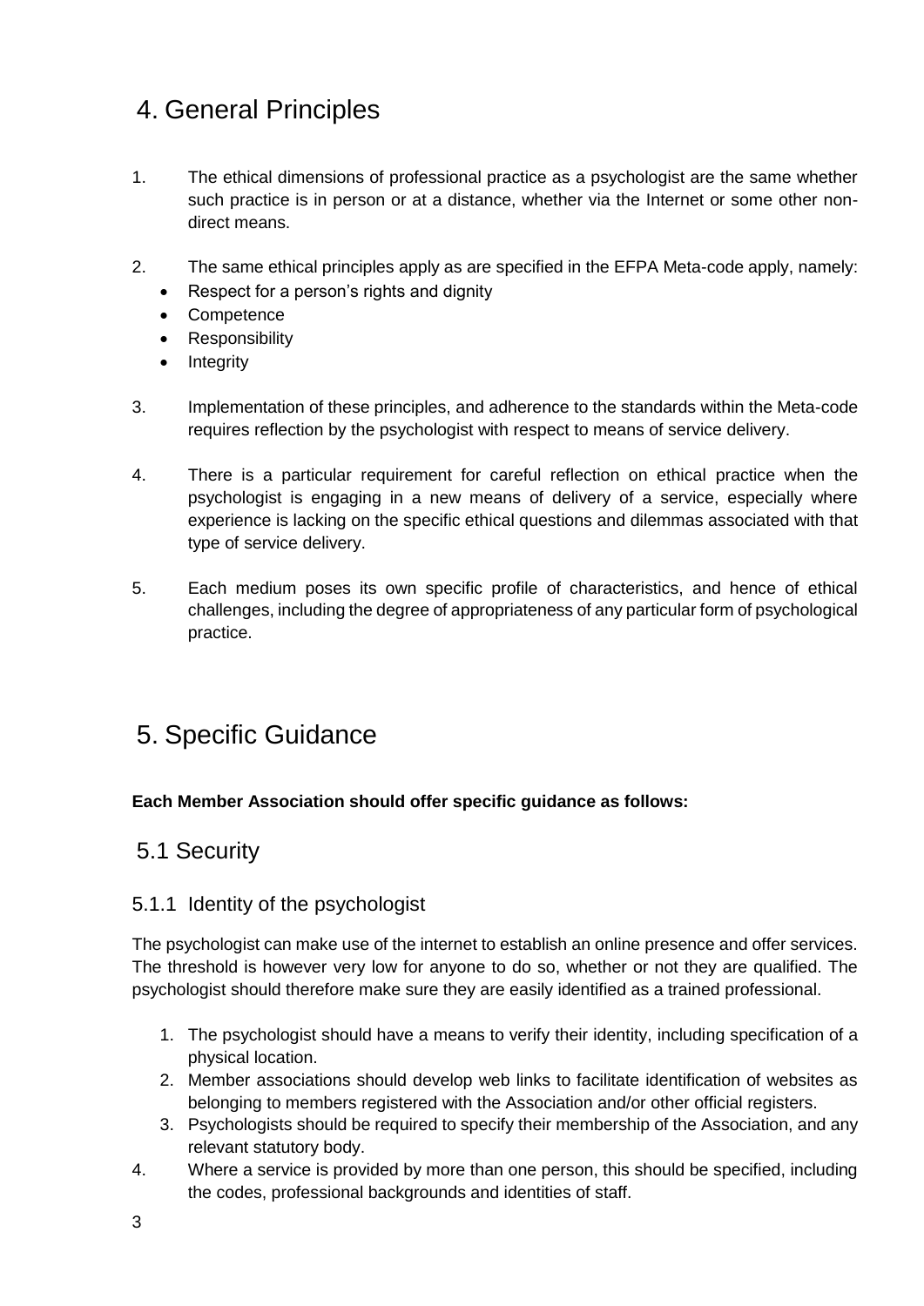# 4. General Principles

1. The ethical dimensions of professional practice as a psychologist are the same whether such practice is in person or at a distance, whether via the Internet or some other non-direct means.

2. The same ethical principles apply as are specified in the EFPA Meta-code apply, namely:
   - Respect for a person's rights and dignity
   - Competence
   - Responsibility
   - Integrity

3. Implementation of these principles, and adherence to the standards within the Meta-code requires reflection by the psychologist with respect to means of service delivery.

4. There is a particular requirement for careful reflection on ethical practice when the psychologist is engaging in a new means of delivery of a service, especially where experience is lacking on the specific ethical questions and dilemmas associated with that type of service delivery.

5. Each medium poses its own specific profile of characteristics, and hence of ethical challenges, including the degree of appropriateness of any particular form of psychological practice.

# 5. Specific Guidance

**Each Member Association should offer specific guidance as follows:**

## 5.1 Security

### 5.1.1 Identity of the psychologist

The psychologist can make use of the internet to establish an online presence and offer services. The threshold is however very low for anyone to do so, whether or not they are qualified. The psychologist should therefore make sure they are easily identified as a trained professional.

1. The psychologist should have a means to verify their identity, including specification of a physical location.
2. Member associations should develop web links to facilitate identification of websites as belonging to members registered with the Association and/or other official registers.
3. Psychologists should be required to specify their membership of the Association, and any relevant statutory body.
4. Where a service is provided by more than one person, this should be specified, including the codes, professional backgrounds and identities of staff.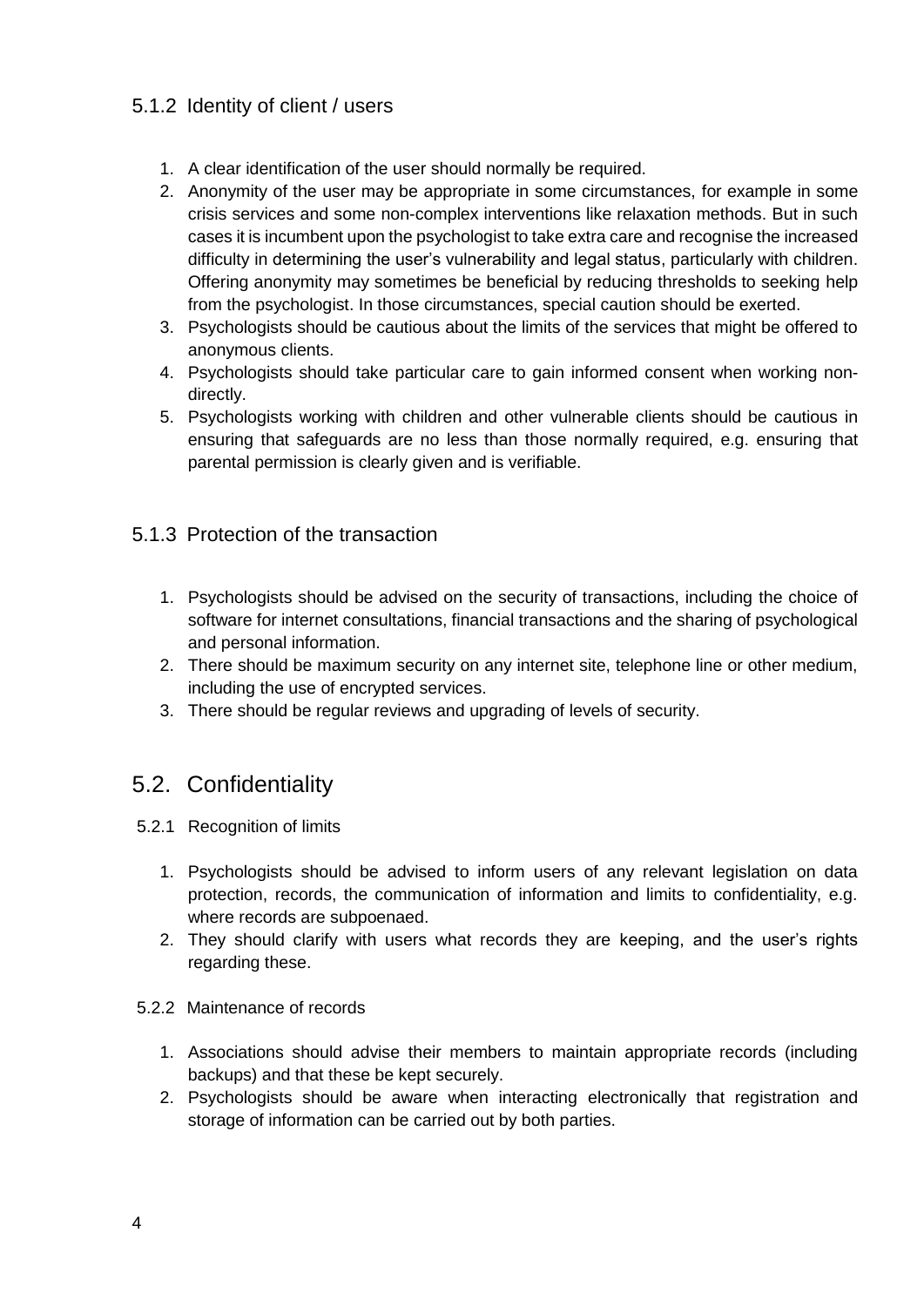### 5.1.2 Identity of client / users

1. A clear identification of the user should normally be required.
2. Anonymity of the user may be appropriate in some circumstances, for example in some crisis services and some non-complex interventions like relaxation methods. But in such cases it is incumbent upon the psychologist to take extra care and recognise the increased difficulty in determining the user's vulnerability and legal status, particularly with children. Offering anonymity may sometimes be beneficial by reducing thresholds to seeking help from the psychologist. In those circumstances, special caution should be exerted.
3. Psychologists should be cautious about the limits of the services that might be offered to anonymous clients.
4. Psychologists should take particular care to gain informed consent when working non-directly.
5. Psychologists working with children and other vulnerable clients should be cautious in ensuring that safeguards are no less than those normally required, e.g. ensuring that parental permission is clearly given and is verifiable.

### 5.1.3 Protection of the transaction

1. Psychologists should be advised on the security of transactions, including the choice of software for internet consultations, financial transactions and the sharing of psychological and personal information.
2. There should be maximum security on any internet site, telephone line or other medium, including the use of encrypted services.
3. There should be regular reviews and upgrading of levels of security.

## 5.2. Confidentiality

#### 5.2.1 Recognition of limits

1. Psychologists should be advised to inform users of any relevant legislation on data protection, records, the communication of information and limits to confidentiality, e.g. where records are subpoenaed.
2. They should clarify with users what records they are keeping, and the user's rights regarding these.

#### 5.2.2 Maintenance of records

1. Associations should advise their members to maintain appropriate records (including backups) and that these be kept securely.
2. Psychologists should be aware when interacting electronically that registration and storage of information can be carried out by both parties.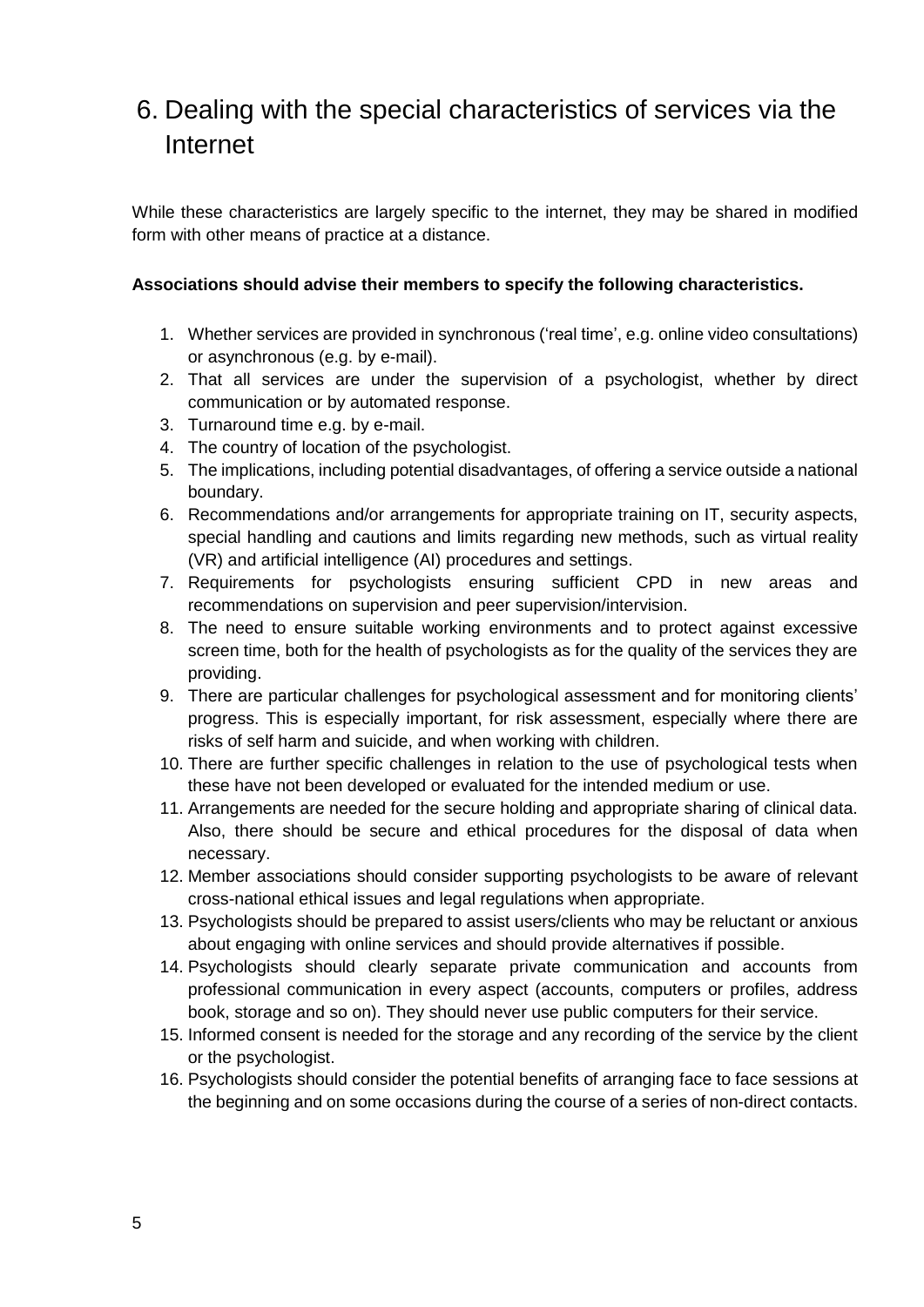# 6. Dealing with the special characteristics of services via the Internet

While these characteristics are largely specific to the internet, they may be shared in modified form with other means of practice at a distance.

**Associations should advise their members to specify the following characteristics.**

1. Whether services are provided in synchronous ('real time', e.g. online video consultations) or asynchronous (e.g. by e-mail).
2. That all services are under the supervision of a psychologist, whether by direct communication or by automated response.
3. Turnaround time e.g. by e-mail.
4. The country of location of the psychologist.
5. The implications, including potential disadvantages, of offering a service outside a national boundary.
6. Recommendations and/or arrangements for appropriate training on IT, security aspects, special handling and cautions and limits regarding new methods, such as virtual reality (VR) and artificial intelligence (AI) procedures and settings.
7. Requirements for psychologists ensuring sufficient CPD in new areas and recommendations on supervision and peer supervision/intervision.
8. The need to ensure suitable working environments and to protect against excessive screen time, both for the health of psychologists as for the quality of the services they are providing.
9. There are particular challenges for psychological assessment and for monitoring clients' progress. This is especially important, for risk assessment, especially where there are risks of self harm and suicide, and when working with children.
10. There are further specific challenges in relation to the use of psychological tests when these have not been developed or evaluated for the intended medium or use.
11. Arrangements are needed for the secure holding and appropriate sharing of clinical data. Also, there should be secure and ethical procedures for the disposal of data when necessary.
12. Member associations should consider supporting psychologists to be aware of relevant cross-national ethical issues and legal regulations when appropriate.
13. Psychologists should be prepared to assist users/clients who may be reluctant or anxious about engaging with online services and should provide alternatives if possible.
14. Psychologists should clearly separate private communication and accounts from professional communication in every aspect (accounts, computers or profiles, address book, storage and so on). They should never use public computers for their service.
15. Informed consent is needed for the storage and any recording of the service by the client or the psychologist.
16. Psychologists should consider the potential benefits of arranging face to face sessions at the beginning and on some occasions during the course of a series of non-direct contacts.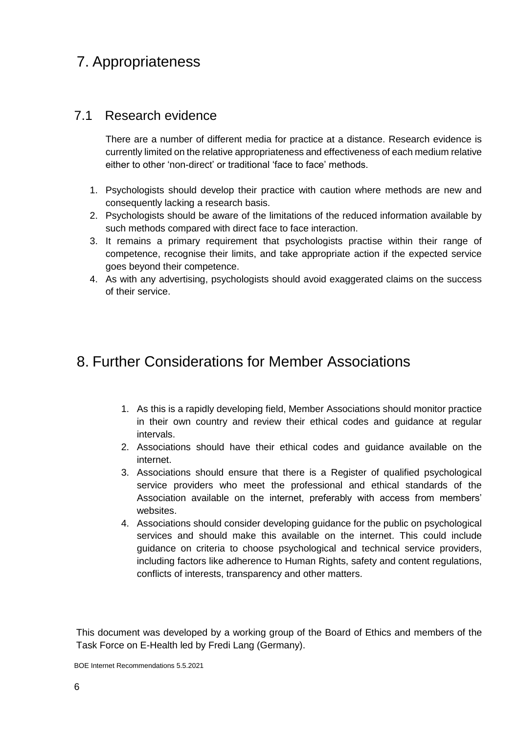# 7. Appropriateness

## 7.1 Research evidence

There are a number of different media for practice at a distance. Research evidence is currently limited on the relative appropriateness and effectiveness of each medium relative either to other 'non-direct' or traditional 'face to face' methods.

1. Psychologists should develop their practice with caution where methods are new and consequently lacking a research basis.
2. Psychologists should be aware of the limitations of the reduced information available by such methods compared with direct face to face interaction.
3. It remains a primary requirement that psychologists practise within their range of competence, recognise their limits, and take appropriate action if the expected service goes beyond their competence.
4. As with any advertising, psychologists should avoid exaggerated claims on the success of their service.

# 8. Further Considerations for Member Associations

1. As this is a rapidly developing field, Member Associations should monitor practice in their own country and review their ethical codes and guidance at regular intervals.
2. Associations should have their ethical codes and guidance available on the internet.
3. Associations should ensure that there is a Register of qualified psychological service providers who meet the professional and ethical standards of the Association available on the internet, preferably with access from members' websites.
4. Associations should consider developing guidance for the public on psychological services and should make this available on the internet. This could include guidance on criteria to choose psychological and technical service providers, including factors like adherence to Human Rights, safety and content regulations, conflicts of interests, transparency and other matters.

This document was developed by a working group of the Board of Ethics and members of the Task Force on E-Health led by Fredi Lang (Germany).